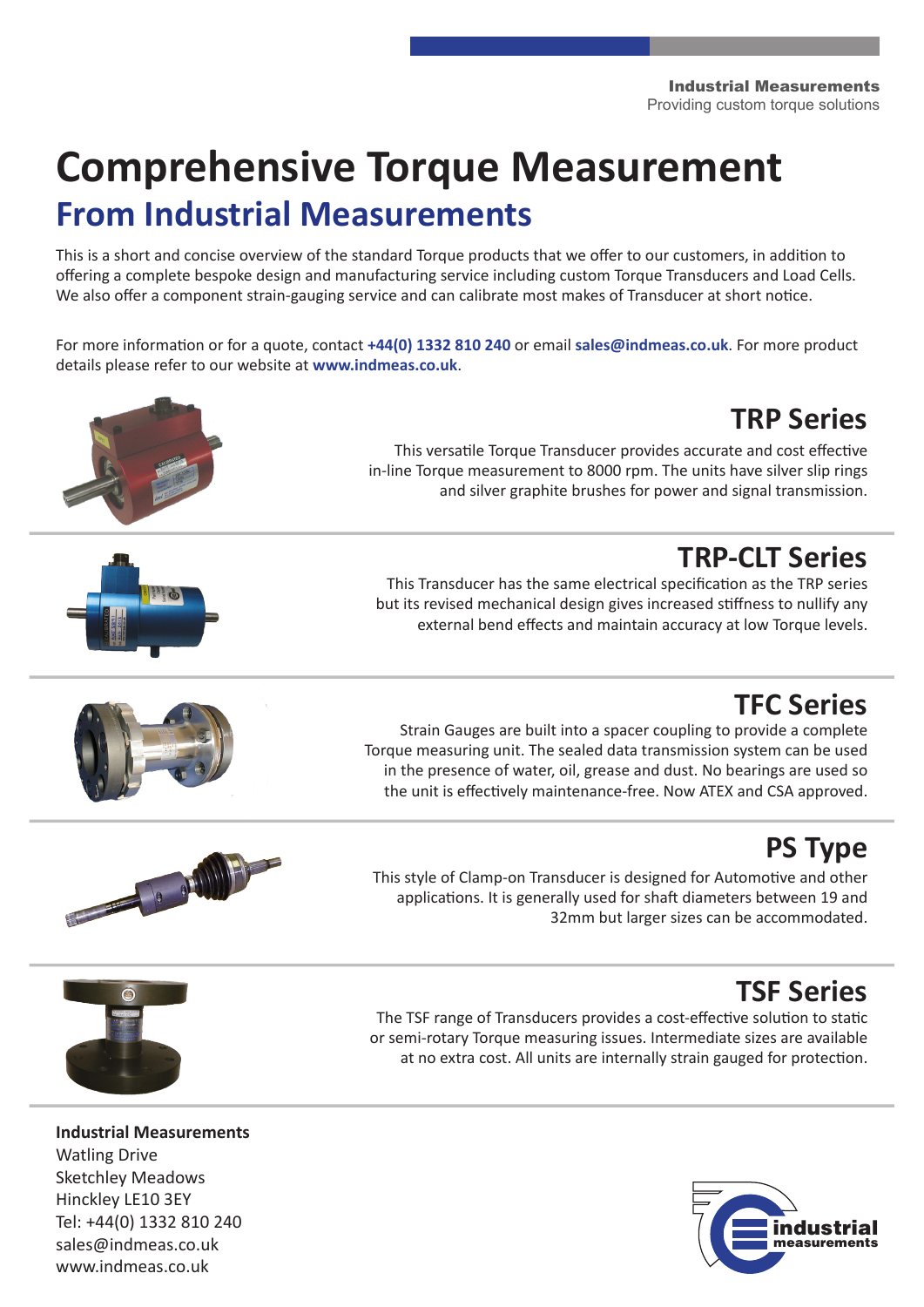**Industrial Measurements**
Providing custom torque solutions

# Comprehensive Torque Measurement

## From Industrial Measurements

This is a short and concise overview of the standard Torque products that we offer to our customers, in addition to offering a complete bespoke design and manufacturing service including custom Torque Transducers and Load Cells. We also offer a component strain-gauging service and can calibrate most makes of Transducer at short notice.

For more information or for a quote, contact **+44(0) 1332 810 240** or email **sales@indmeas.co.uk**. For more product details please refer to our website at **www.indmeas.co.uk**.

## TRP Series

This versatile Torque Transducer provides accurate and cost effective in-line Torque measurement to 8000 rpm. The units have silver slip rings and silver graphite brushes for power and signal transmission.

## TRP-CLT Series

This Transducer has the same electrical specification as the TRP series but its revised mechanical design gives increased stiffness to nullify any external bend effects and maintain accuracy at low Torque levels.

## TFC Series

Strain Gauges are built into a spacer coupling to provide a complete Torque measuring unit. The sealed data transmission system can be used in the presence of water, oil, grease and dust. No bearings are used so the unit is effectively maintenance-free. Now ATEX and CSA approved.

## PS Type

This style of Clamp-on Transducer is designed for Automotive and other applications. It is generally used for shaft diameters between 19 and 32mm but larger sizes can be accommodated.

## TSF Series

The TSF range of Transducers provides a cost-effective solution to static or semi-rotary Torque measuring issues. Intermediate sizes are available at no extra cost. All units are internally strain gauged for protection.

**Industrial Measurements**
Watling Drive
Sketchley Meadows
Hinckley LE10 3EY
Tel: +44(0) 1332 810 240
sales@indmeas.co.uk
www.indmeas.co.uk

industrial measurements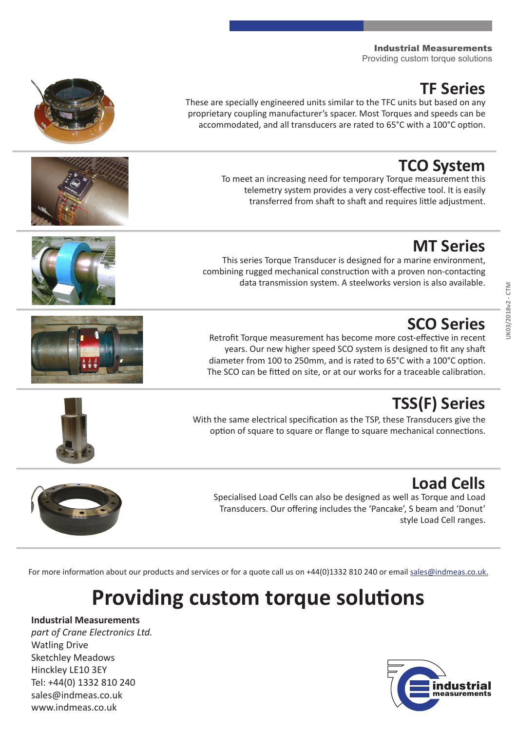## TF Series

These are specially engineered units similar to the TFC units but based on any proprietary coupling manufacturer's spacer. Most Torques and speeds can be accommodated, and all transducers are rated to 65°C with a 100°C option.

## TCO System

To meet an increasing need for temporary Torque measurement this telemetry system provides a very cost-effective tool. It is easily transferred from shaft to shaft and requires little adjustment.

## MT Series

This series Torque Transducer is designed for a marine environment, combining rugged mechanical construction with a proven non-contacting data transmission system. A steelworks version is also available.

## SCO Series

Retrofit Torque measurement has become more cost-effective in recent years. Our new higher speed SCO system is designed to fit any shaft diameter from 100 to 250mm, and is rated to 65°C with a 100°C option. The SCO can be fitted on site, or at our works for a traceable calibration.

## TSS(F) Series

With the same electrical specification as the TSP, these Transducers give the option of square to square or flange to square mechanical connections.

## Load Cells

Specialised Load Cells can also be designed as well as Torque and Load Transducers. Our offering includes the 'Pancake', S beam and 'Donut' style Load Cell ranges.

For more information about our products and services or for a quote call us on +44(0)1332 810 240 or email sales@indmeas.co.uk.

# Providing custom torque solutions

**Industrial Measurements**
*part of Crane Electronics Ltd.*
Watling Drive
Sketchley Meadows
Hinckley LE10 3EY
Tel: +44(0) 1332 810 240
sales@indmeas.co.uk
www.indmeas.co.uk

UK03/2018v2 - CTM